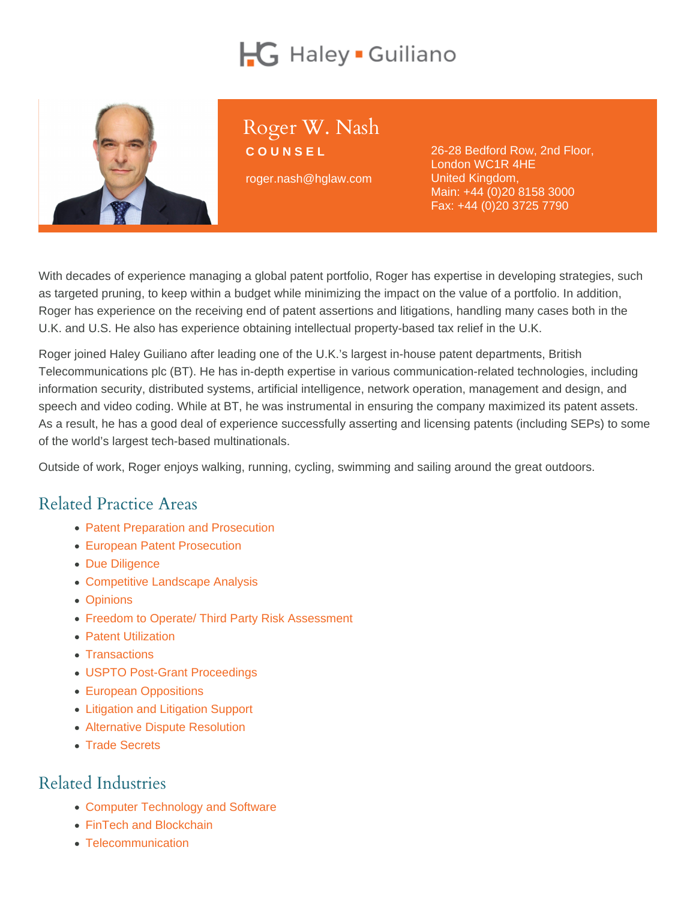Haley ▪ Guiliano

# Roger W. Nash

**COUNSEL**

roger.nash@hglaw.com

26-28 Bedford Row, 2nd Floor,
London WC1R 4HE
United Kingdom,
Main: +44 (0)20 8158 3000
Fax: +44 (0)20 3725 7790

With decades of experience managing a global patent portfolio, Roger has expertise in developing strategies, such as targeted pruning, to keep within a budget while minimizing the impact on the value of a portfolio. In addition, Roger has experience on the receiving end of patent assertions and litigations, handling many cases both in the U.K. and U.S. He also has experience obtaining intellectual property-based tax relief in the U.K.

Roger joined Haley Guiliano after leading one of the U.K.'s largest in-house patent departments, British Telecommunications plc (BT). He has in-depth expertise in various communication-related technologies, including information security, distributed systems, artificial intelligence, network operation, management and design, and speech and video coding. While at BT, he was instrumental in ensuring the company maximized its patent assets. As a result, he has a good deal of experience successfully asserting and licensing patents (including SEPs) to some of the world's largest tech-based multinationals.

Outside of work, Roger enjoys walking, running, cycling, swimming and sailing around the great outdoors.

## Related Practice Areas

- Patent Preparation and Prosecution
- European Patent Prosecution
- Due Diligence
- Competitive Landscape Analysis
- Opinions
- Freedom to Operate/ Third Party Risk Assessment
- Patent Utilization
- Transactions
- USPTO Post-Grant Proceedings
- European Oppositions
- Litigation and Litigation Support
- Alternative Dispute Resolution
- Trade Secrets

## Related Industries

- Computer Technology and Software
- FinTech and Blockchain
- Telecommunication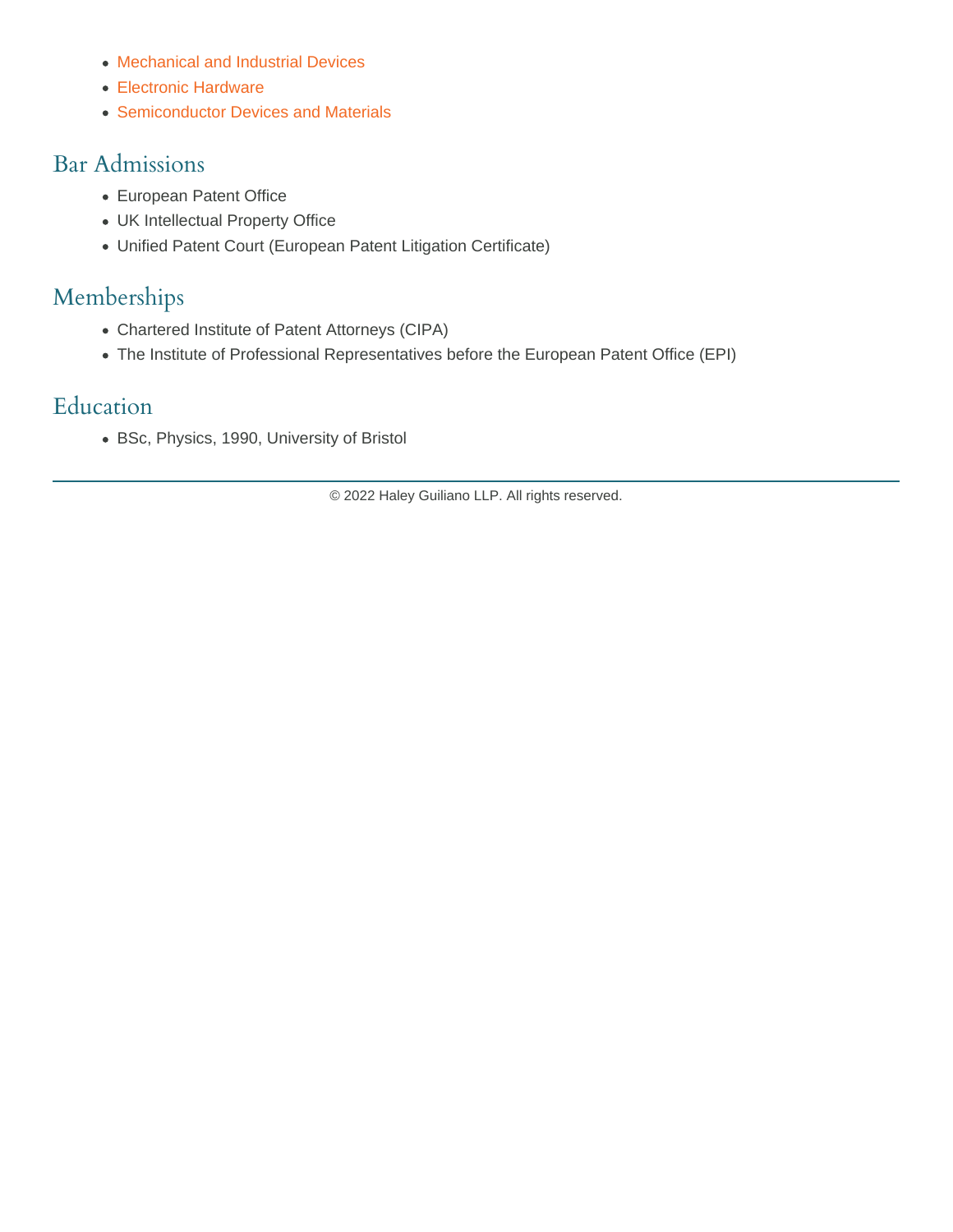- Mechanical and Industrial Devices
- Electronic Hardware
- Semiconductor Devices and Materials

## Bar Admissions

- European Patent Office
- UK Intellectual Property Office
- Unified Patent Court (European Patent Litigation Certificate)

## Memberships

- Chartered Institute of Patent Attorneys (CIPA)
- The Institute of Professional Representatives before the European Patent Office (EPI)

## Education

- BSc, Physics, 1990, University of Bristol

---

© 2022 Haley Guiliano LLP. All rights reserved.